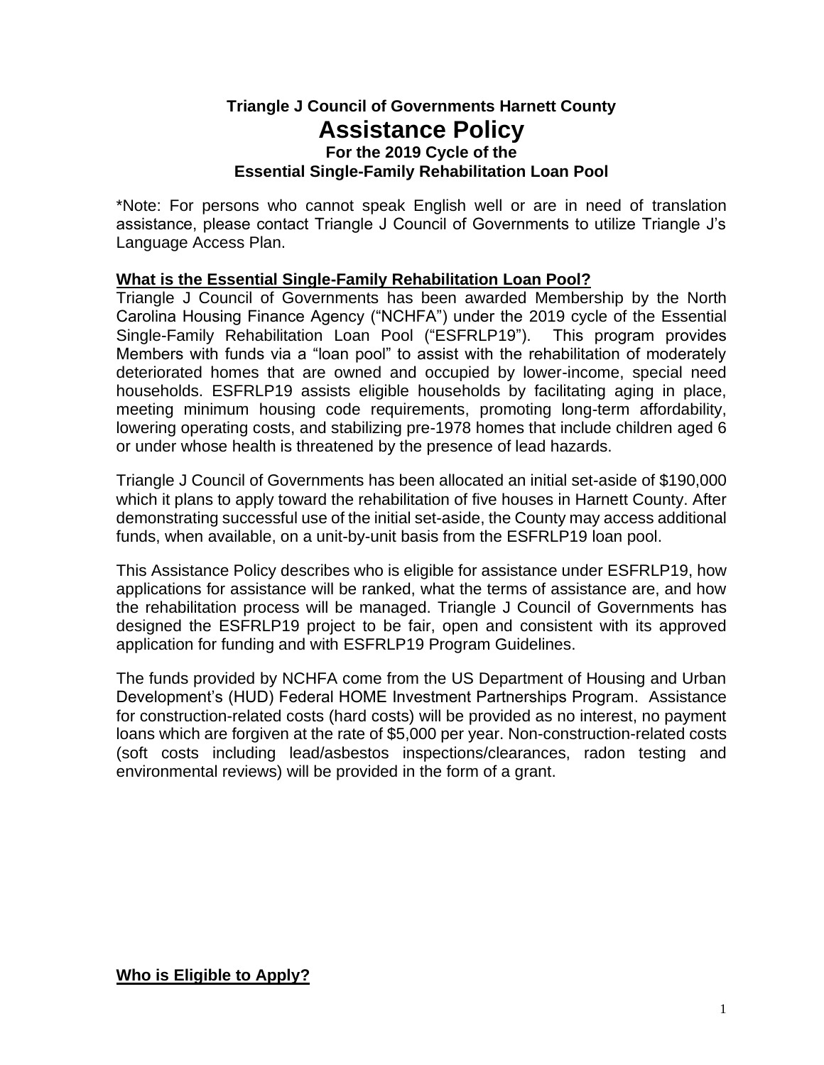# Triangle J Council of Governments Harnett County

# Assistance Policy

### For the 2019 Cycle of the Essential Single-Family Rehabilitation Loan Pool

*Note: For persons who cannot speak English well or are in need of translation assistance, please contact Triangle J Council of Governments to utilize Triangle J's Language Access Plan.

## What is the Essential Single-Family Rehabilitation Loan Pool?

Triangle J Council of Governments has been awarded Membership by the North Carolina Housing Finance Agency ("NCHFA") under the 2019 cycle of the Essential Single-Family Rehabilitation Loan Pool ("ESFRLP19"). This program provides Members with funds via a "loan pool" to assist with the rehabilitation of moderately deteriorated homes that are owned and occupied by lower-income, special need households. ESFRLP19 assists eligible households by facilitating aging in place, meeting minimum housing code requirements, promoting long-term affordability, lowering operating costs, and stabilizing pre-1978 homes that include children aged 6 or under whose health is threatened by the presence of lead hazards.

Triangle J Council of Governments has been allocated an initial set-aside of $190,000 which it plans to apply toward the rehabilitation of five houses in Harnett County. After demonstrating successful use of the initial set-aside, the County may access additional funds, when available, on a unit-by-unit basis from the ESFRLP19 loan pool.

This Assistance Policy describes who is eligible for assistance under ESFRLP19, how applications for assistance will be ranked, what the terms of assistance are, and how the rehabilitation process will be managed. Triangle J Council of Governments has designed the ESFRLP19 project to be fair, open and consistent with its approved application for funding and with ESFRLP19 Program Guidelines.

The funds provided by NCHFA come from the US Department of Housing and Urban Development's (HUD) Federal HOME Investment Partnerships Program. Assistance for construction-related costs (hard costs) will be provided as no interest, no payment loans which are forgiven at the rate of $5,000 per year. Non-construction-related costs (soft costs including lead/asbestos inspections/clearances, radon testing and environmental reviews) will be provided in the form of a grant.

## Who is Eligible to Apply?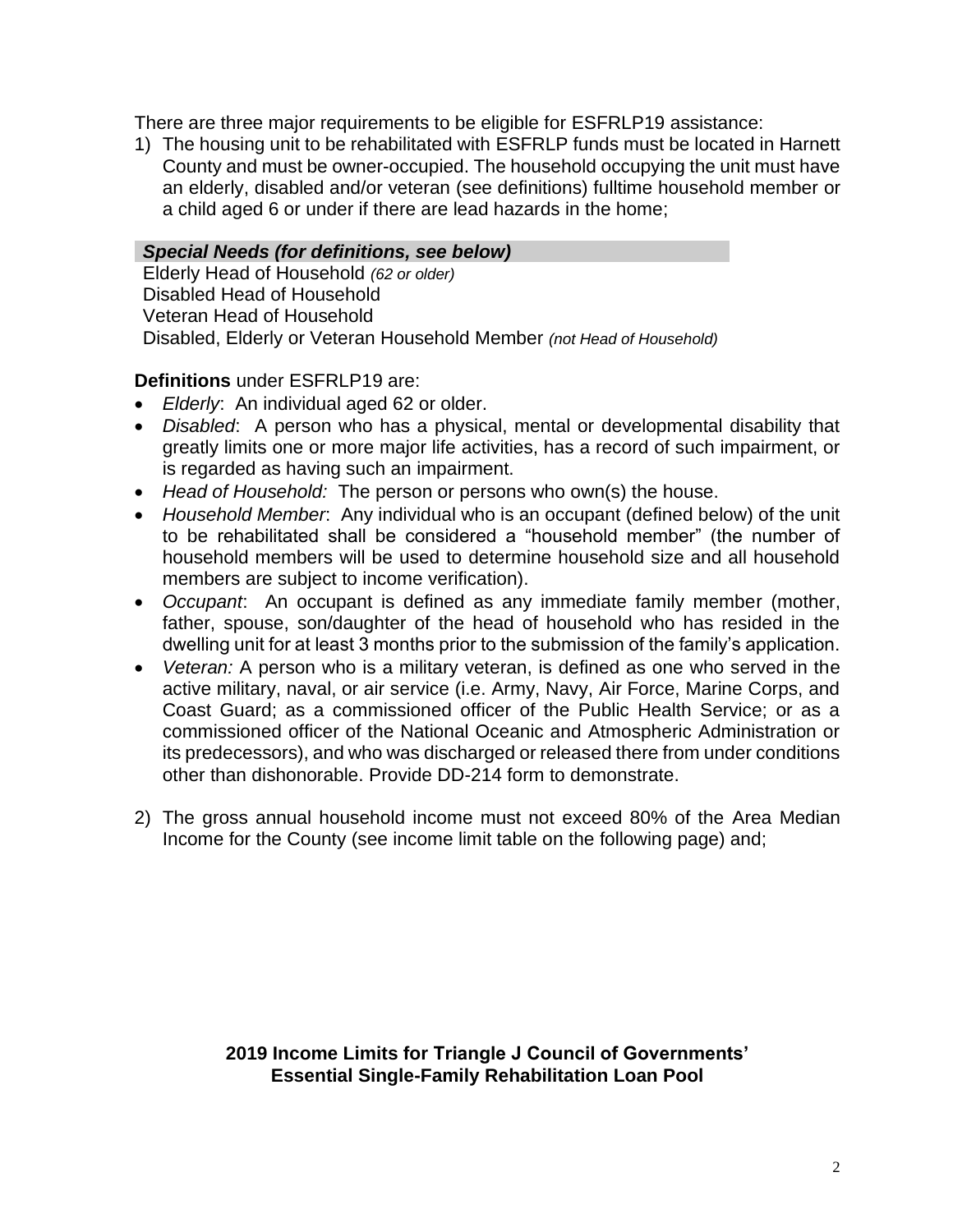There are three major requirements to be eligible for ESFRLP19 assistance:

1) The housing unit to be rehabilitated with ESFRLP funds must be located in Harnett County and must be owner-occupied. The household occupying the unit must have an elderly, disabled and/or veteran (see definitions) fulltime household member or a child aged 6 or under if there are lead hazards in the home;

***Special Needs (for definitions, see below)***

Elderly Head of Household *(62 or older)*
Disabled Head of Household
Veteran Head of Household
Disabled, Elderly or Veteran Household Member *(not Head of Household)*

**Definitions** under ESFRLP19 are:

- *Elderly*: An individual aged 62 or older.
- *Disabled*: A person who has a physical, mental or developmental disability that greatly limits one or more major life activities, has a record of such impairment, or is regarded as having such an impairment.
- *Head of Household:* The person or persons who own(s) the house.
- *Household Member*: Any individual who is an occupant (defined below) of the unit to be rehabilitated shall be considered a "household member" (the number of household members will be used to determine household size and all household members are subject to income verification).
- *Occupant*: An occupant is defined as any immediate family member (mother, father, spouse, son/daughter of the head of household who has resided in the dwelling unit for at least 3 months prior to the submission of the family's application.
- *Veteran:* A person who is a military veteran, is defined as one who served in the active military, naval, or air service (i.e. Army, Navy, Air Force, Marine Corps, and Coast Guard; as a commissioned officer of the Public Health Service; or as a commissioned officer of the National Oceanic and Atmospheric Administration or its predecessors), and who was discharged or released there from under conditions other than dishonorable. Provide DD-214 form to demonstrate.

2) The gross annual household income must not exceed 80% of the Area Median Income for the County (see income limit table on the following page) and;

**2019 Income Limits for Triangle J Council of Governments' Essential Single-Family Rehabilitation Loan Pool**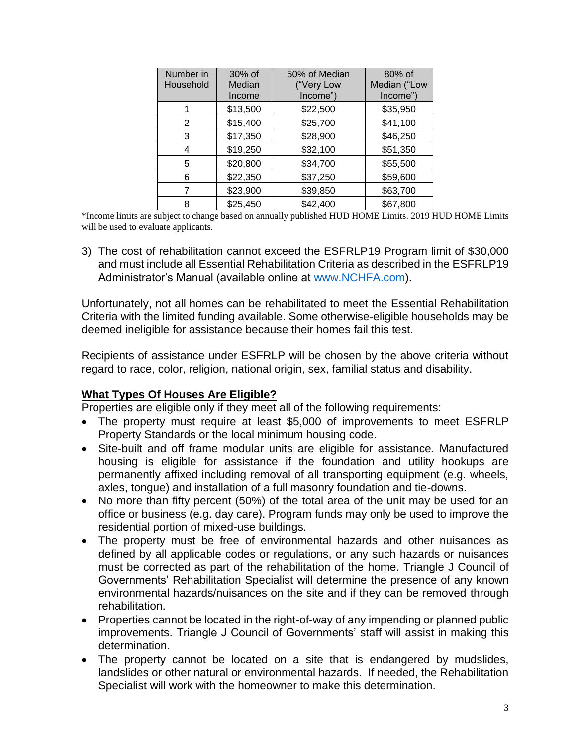| Number in Household | 30% of Median Income | 50% of Median ("Very Low Income") | 80% of Median ("Low Income") |
|---|---|---|---|
| 1 | $13,500 | $22,500 | $35,950 |
| 2 | $15,400 | $25,700 | $41,100 |
| 3 | $17,350 | $28,900 | $46,250 |
| 4 | $19,250 | $32,100 | $51,350 |
| 5 | $20,800 | $34,700 | $55,500 |
| 6 | $22,350 | $37,250 | $59,600 |
| 7 | $23,900 | $39,850 | $63,700 |
| 8 | $25,450 | $42,400 | $67,800 |

*Income limits are subject to change based on annually published HUD HOME Limits. 2019 HUD HOME Limits will be used to evaluate applicants.

3) The cost of rehabilitation cannot exceed the ESFRLP19 Program limit of $30,000 and must include all Essential Rehabilitation Criteria as described in the ESFRLP19 Administrator's Manual (available online at www.NCHFA.com).

Unfortunately, not all homes can be rehabilitated to meet the Essential Rehabilitation Criteria with the limited funding available. Some otherwise-eligible households may be deemed ineligible for assistance because their homes fail this test.

Recipients of assistance under ESFRLP will be chosen by the above criteria without regard to race, color, religion, national origin, sex, familial status and disability.

**What Types Of Houses Are Eligible?**

Properties are eligible only if they meet all of the following requirements:

- The property must require at least $5,000 of improvements to meet ESFRLP Property Standards or the local minimum housing code.
- Site-built and off frame modular units are eligible for assistance. Manufactured housing is eligible for assistance if the foundation and utility hookups are permanently affixed including removal of all transporting equipment (e.g. wheels, axles, tongue) and installation of a full masonry foundation and tie-downs.
- No more than fifty percent (50%) of the total area of the unit may be used for an office or business (e.g. day care). Program funds may only be used to improve the residential portion of mixed-use buildings.
- The property must be free of environmental hazards and other nuisances as defined by all applicable codes or regulations, or any such hazards or nuisances must be corrected as part of the rehabilitation of the home. Triangle J Council of Governments' Rehabilitation Specialist will determine the presence of any known environmental hazards/nuisances on the site and if they can be removed through rehabilitation.
- Properties cannot be located in the right-of-way of any impending or planned public improvements. Triangle J Council of Governments' staff will assist in making this determination.
- The property cannot be located on a site that is endangered by mudslides, landslides or other natural or environmental hazards. If needed, the Rehabilitation Specialist will work with the homeowner to make this determination.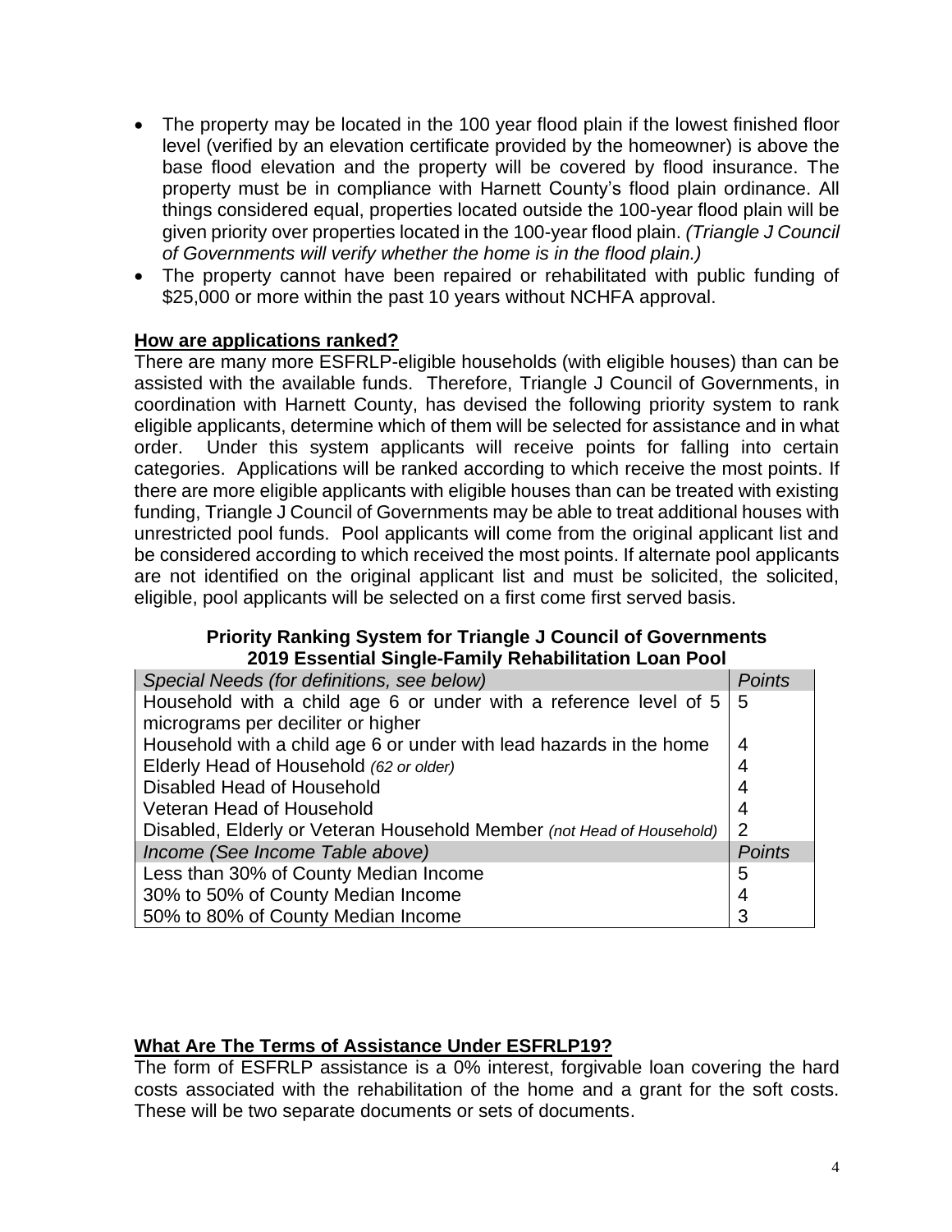- The property may be located in the 100 year flood plain if the lowest finished floor level (verified by an elevation certificate provided by the homeowner) is above the base flood elevation and the property will be covered by flood insurance. The property must be in compliance with Harnett County's flood plain ordinance. All things considered equal, properties located outside the 100-year flood plain will be given priority over properties located in the 100-year flood plain. *(Triangle J Council of Governments will verify whether the home is in the flood plain.)*
- The property cannot have been repaired or rehabilitated with public funding of $25,000 or more within the past 10 years without NCHFA approval.

**How are applications ranked?**

There are many more ESFRLP-eligible households (with eligible houses) than can be assisted with the available funds. Therefore, Triangle J Council of Governments, in coordination with Harnett County, has devised the following priority system to rank eligible applicants, determine which of them will be selected for assistance and in what order. Under this system applicants will receive points for falling into certain categories. Applications will be ranked according to which receive the most points. If there are more eligible applicants with eligible houses than can be treated with existing funding, Triangle J Council of Governments may be able to treat additional houses with unrestricted pool funds. Pool applicants will come from the original applicant list and be considered according to which received the most points. If alternate pool applicants are not identified on the original applicant list and must be solicited, the solicited, eligible, pool applicants will be selected on a first come first served basis.

**Priority Ranking System for Triangle J Council of Governments**
**2019 Essential Single-Family Rehabilitation Loan Pool**

| *Special Needs (for definitions, see below)* | *Points* |
|---|---|
| Household with a child age 6 or under with a reference level of 5 micrograms per deciliter or higher | 5 |
| Household with a child age 6 or under with lead hazards in the home | 4 |
| Elderly Head of Household *(62 or older)* | 4 |
| Disabled Head of Household | 4 |
| Veteran Head of Household | 4 |
| Disabled, Elderly or Veteran Household Member *(not Head of Household)* | 2 |
| *Income (See Income Table above)* | *Points* |
| Less than 30% of County Median Income | 5 |
| 30% to 50% of County Median Income | 4 |
| 50% to 80% of County Median Income | 3 |

**What Are The Terms of Assistance Under ESFRLP19?**

The form of ESFRLP assistance is a 0% interest, forgivable loan covering the hard costs associated with the rehabilitation of the home and a grant for the soft costs. These will be two separate documents or sets of documents.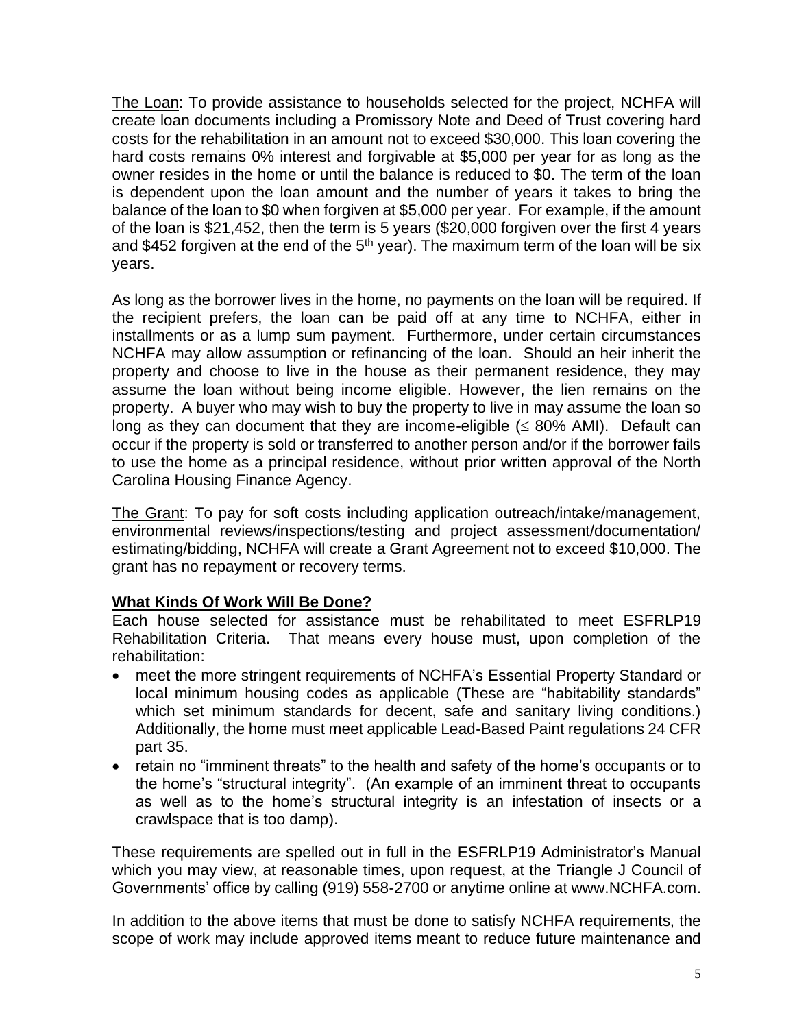The Loan: To provide assistance to households selected for the project, NCHFA will create loan documents including a Promissory Note and Deed of Trust covering hard costs for the rehabilitation in an amount not to exceed \$30,000. This loan covering the hard costs remains 0% interest and forgivable at \$5,000 per year for as long as the owner resides in the home or until the balance is reduced to \$0. The term of the loan is dependent upon the loan amount and the number of years it takes to bring the balance of the loan to \$0 when forgiven at \$5,000 per year. For example, if the amount of the loan is \$21,452, then the term is 5 years (\$20,000 forgiven over the first 4 years and \$452 forgiven at the end of the 5th year). The maximum term of the loan will be six years.

As long as the borrower lives in the home, no payments on the loan will be required. If the recipient prefers, the loan can be paid off at any time to NCHFA, either in installments or as a lump sum payment. Furthermore, under certain circumstances NCHFA may allow assumption or refinancing of the loan. Should an heir inherit the property and choose to live in the house as their permanent residence, they may assume the loan without being income eligible. However, the lien remains on the property. A buyer who may wish to buy the property to live in may assume the loan so long as they can document that they are income-eligible (≤ 80% AMI). Default can occur if the property is sold or transferred to another person and/or if the borrower fails to use the home as a principal residence, without prior written approval of the North Carolina Housing Finance Agency.

The Grant: To pay for soft costs including application outreach/intake/management, environmental reviews/inspections/testing and project assessment/documentation/ estimating/bidding, NCHFA will create a Grant Agreement not to exceed \$10,000. The grant has no repayment or recovery terms.

## What Kinds Of Work Will Be Done?

Each house selected for assistance must be rehabilitated to meet ESFRLP19 Rehabilitation Criteria. That means every house must, upon completion of the rehabilitation:

- meet the more stringent requirements of NCHFA's Essential Property Standard or local minimum housing codes as applicable (These are "habitability standards" which set minimum standards for decent, safe and sanitary living conditions.) Additionally, the home must meet applicable Lead-Based Paint regulations 24 CFR part 35.
- retain no "imminent threats" to the health and safety of the home's occupants or to the home's "structural integrity". (An example of an imminent threat to occupants as well as to the home's structural integrity is an infestation of insects or a crawlspace that is too damp).

These requirements are spelled out in full in the ESFRLP19 Administrator's Manual which you may view, at reasonable times, upon request, at the Triangle J Council of Governments' office by calling (919) 558-2700 or anytime online at www.NCHFA.com.

In addition to the above items that must be done to satisfy NCHFA requirements, the scope of work may include approved items meant to reduce future maintenance and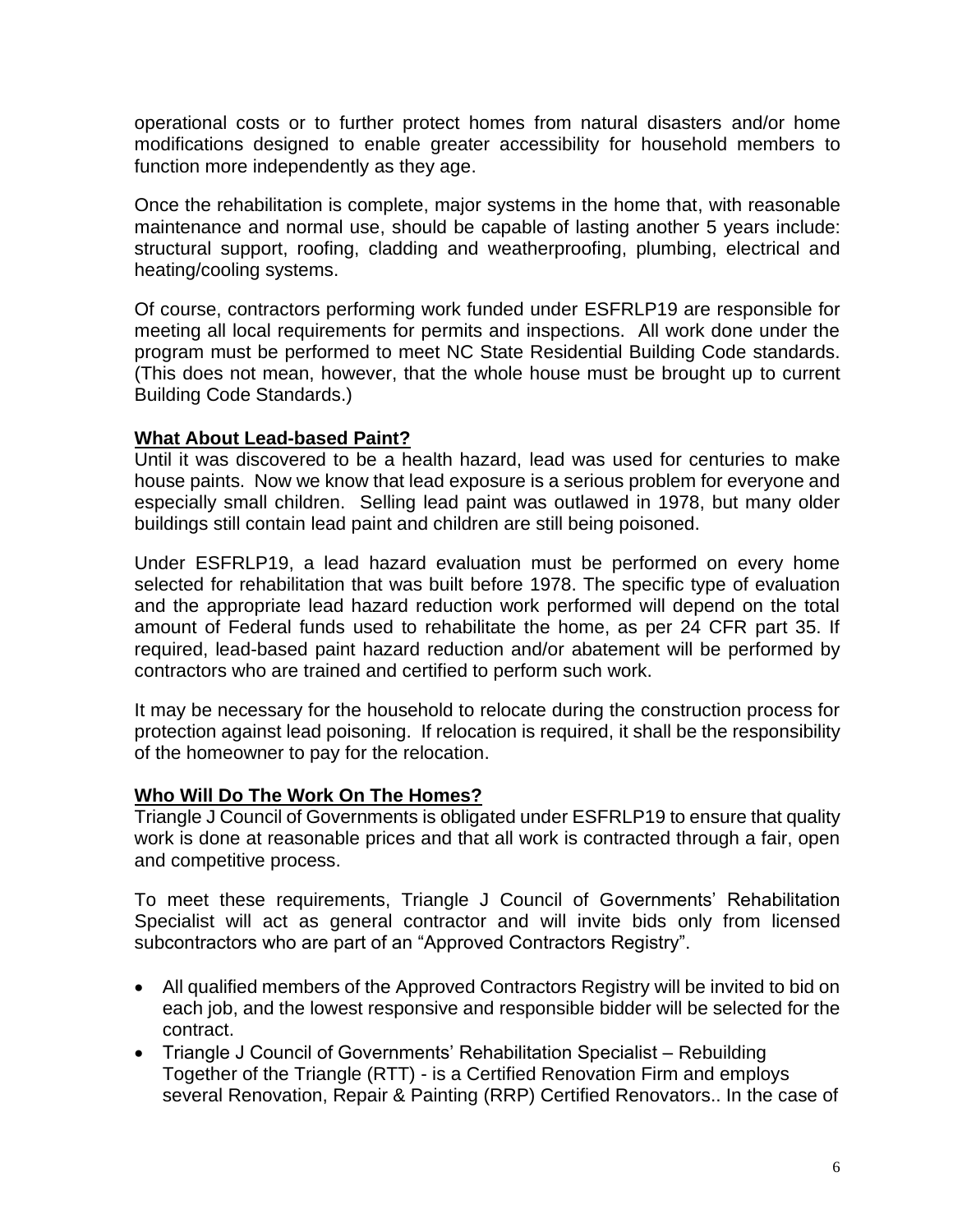operational costs or to further protect homes from natural disasters and/or home modifications designed to enable greater accessibility for household members to function more independently as they age.

Once the rehabilitation is complete, major systems in the home that, with reasonable maintenance and normal use, should be capable of lasting another 5 years include: structural support, roofing, cladding and weatherproofing, plumbing, electrical and heating/cooling systems.

Of course, contractors performing work funded under ESFRLP19 are responsible for meeting all local requirements for permits and inspections. All work done under the program must be performed to meet NC State Residential Building Code standards. (This does not mean, however, that the whole house must be brought up to current Building Code Standards.)

**What About Lead-based Paint?**

Until it was discovered to be a health hazard, lead was used for centuries to make house paints. Now we know that lead exposure is a serious problem for everyone and especially small children. Selling lead paint was outlawed in 1978, but many older buildings still contain lead paint and children are still being poisoned.

Under ESFRLP19, a lead hazard evaluation must be performed on every home selected for rehabilitation that was built before 1978. The specific type of evaluation and the appropriate lead hazard reduction work performed will depend on the total amount of Federal funds used to rehabilitate the home, as per 24 CFR part 35. If required, lead-based paint hazard reduction and/or abatement will be performed by contractors who are trained and certified to perform such work.

It may be necessary for the household to relocate during the construction process for protection against lead poisoning. If relocation is required, it shall be the responsibility of the homeowner to pay for the relocation.

**Who Will Do The Work On The Homes?**

Triangle J Council of Governments is obligated under ESFRLP19 to ensure that quality work is done at reasonable prices and that all work is contracted through a fair, open and competitive process.

To meet these requirements, Triangle J Council of Governments' Rehabilitation Specialist will act as general contractor and will invite bids only from licensed subcontractors who are part of an "Approved Contractors Registry".

- All qualified members of the Approved Contractors Registry will be invited to bid on each job, and the lowest responsive and responsible bidder will be selected for the contract.
- Triangle J Council of Governments' Rehabilitation Specialist – Rebuilding Together of the Triangle (RTT) - is a Certified Renovation Firm and employs several Renovation, Repair & Painting (RRP) Certified Renovators.. In the case of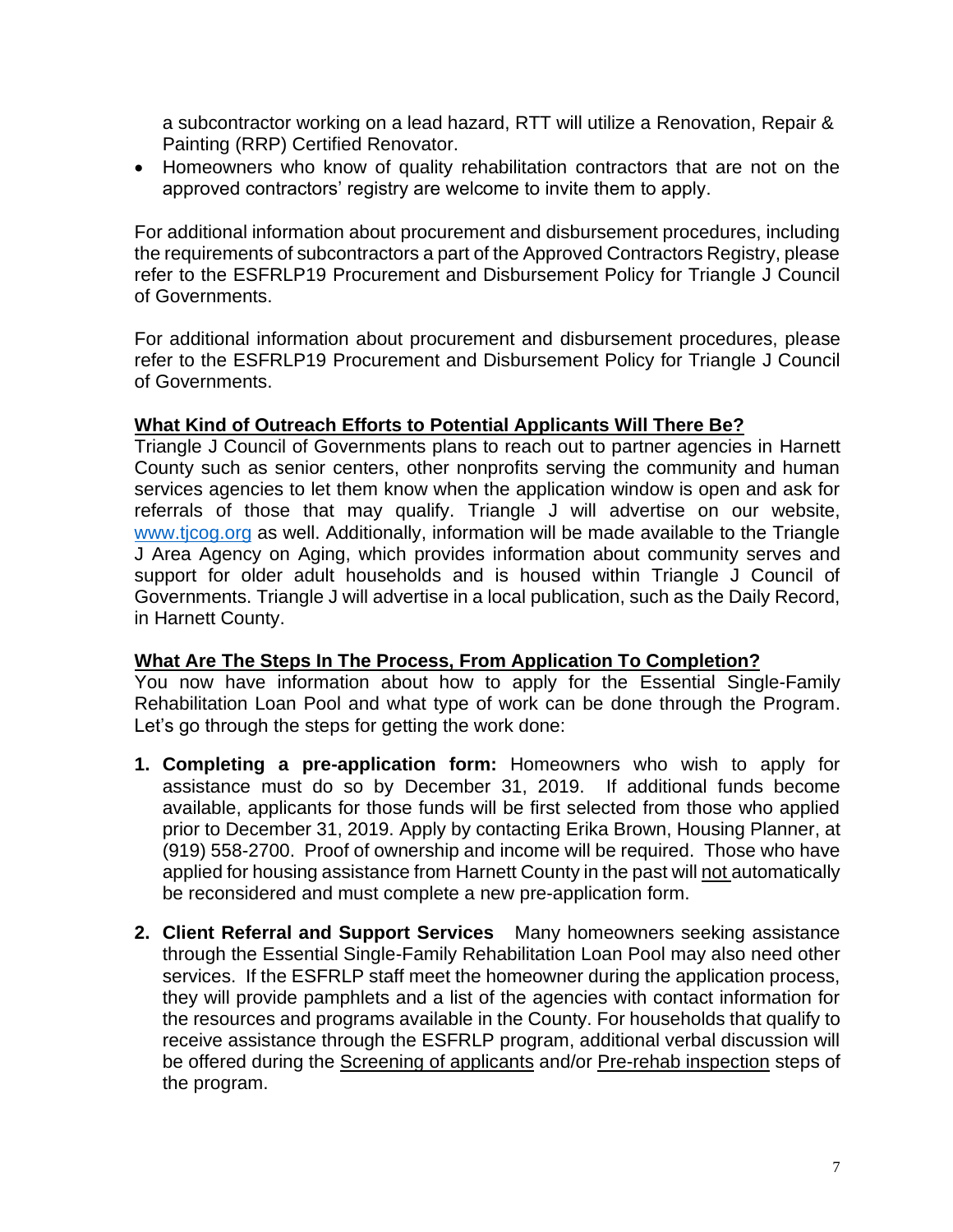a subcontractor working on a lead hazard, RTT will utilize a Renovation, Repair & Painting (RRP) Certified Renovator.

- Homeowners who know of quality rehabilitation contractors that are not on the approved contractors' registry are welcome to invite them to apply.

For additional information about procurement and disbursement procedures, including the requirements of subcontractors a part of the Approved Contractors Registry, please refer to the ESFRLP19 Procurement and Disbursement Policy for Triangle J Council of Governments.

For additional information about procurement and disbursement procedures, please refer to the ESFRLP19 Procurement and Disbursement Policy for Triangle J Council of Governments.

## What Kind of Outreach Efforts to Potential Applicants Will There Be?

Triangle J Council of Governments plans to reach out to partner agencies in Harnett County such as senior centers, other nonprofits serving the community and human services agencies to let them know when the application window is open and ask for referrals of those that may qualify. Triangle J will advertise on our website, www.tjcog.org as well. Additionally, information will be made available to the Triangle J Area Agency on Aging, which provides information about community serves and support for older adult households and is housed within Triangle J Council of Governments. Triangle J will advertise in a local publication, such as the Daily Record, in Harnett County.

## What Are The Steps In The Process, From Application To Completion?

You now have information about how to apply for the Essential Single-Family Rehabilitation Loan Pool and what type of work can be done through the Program. Let's go through the steps for getting the work done:

1. **Completing a pre-application form:** Homeowners who wish to apply for assistance must do so by December 31, 2019. If additional funds become available, applicants for those funds will be first selected from those who applied prior to December 31, 2019. Apply by contacting Erika Brown, Housing Planner, at (919) 558-2700. Proof of ownership and income will be required. Those who have applied for housing assistance from Harnett County in the past will not automatically be reconsidered and must complete a new pre-application form.

2. **Client Referral and Support Services** Many homeowners seeking assistance through the Essential Single-Family Rehabilitation Loan Pool may also need other services. If the ESFRLP staff meet the homeowner during the application process, they will provide pamphlets and a list of the agencies with contact information for the resources and programs available in the County. For households that qualify to receive assistance through the ESFRLP program, additional verbal discussion will be offered during the Screening of applicants and/or Pre-rehab inspection steps of the program.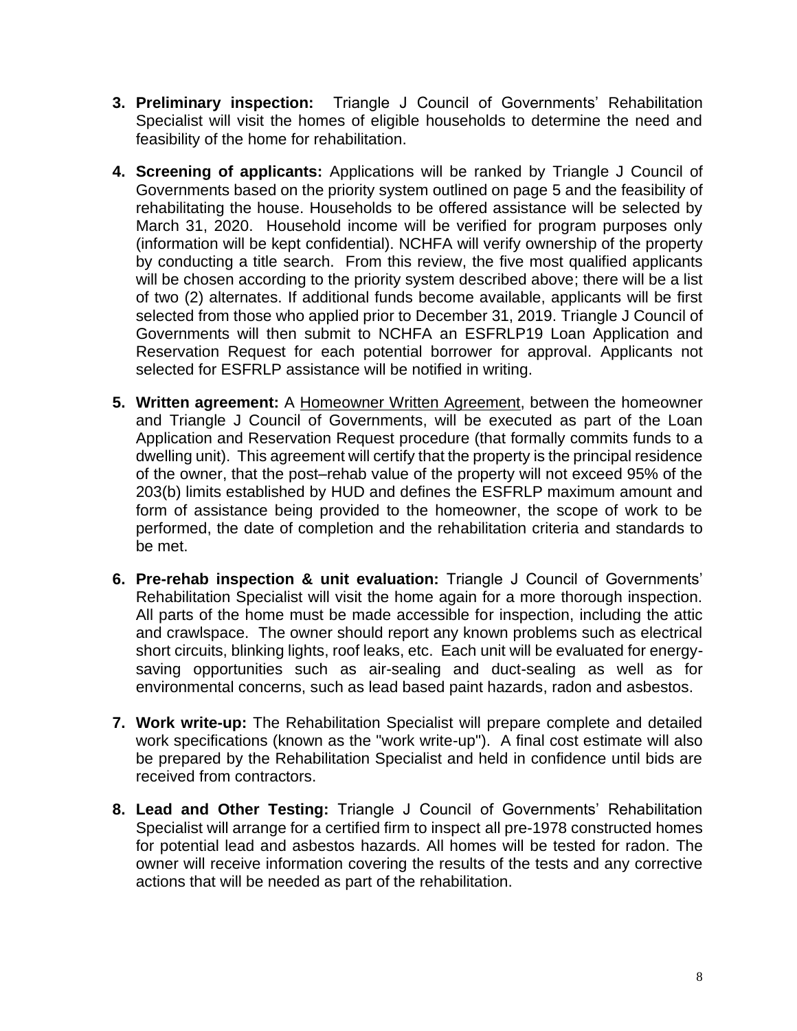3. **Preliminary inspection:** Triangle J Council of Governments' Rehabilitation Specialist will visit the homes of eligible households to determine the need and feasibility of the home for rehabilitation.

4. **Screening of applicants:** Applications will be ranked by Triangle J Council of Governments based on the priority system outlined on page 5 and the feasibility of rehabilitating the house. Households to be offered assistance will be selected by March 31, 2020. Household income will be verified for program purposes only (information will be kept confidential). NCHFA will verify ownership of the property by conducting a title search. From this review, the five most qualified applicants will be chosen according to the priority system described above; there will be a list of two (2) alternates. If additional funds become available, applicants will be first selected from those who applied prior to December 31, 2019. Triangle J Council of Governments will then submit to NCHFA an ESFRLP19 Loan Application and Reservation Request for each potential borrower for approval. Applicants not selected for ESFRLP assistance will be notified in writing.

5. **Written agreement:** A Homeowner Written Agreement, between the homeowner and Triangle J Council of Governments, will be executed as part of the Loan Application and Reservation Request procedure (that formally commits funds to a dwelling unit). This agreement will certify that the property is the principal residence of the owner, that the post–rehab value of the property will not exceed 95% of the 203(b) limits established by HUD and defines the ESFRLP maximum amount and form of assistance being provided to the homeowner, the scope of work to be performed, the date of completion and the rehabilitation criteria and standards to be met.

6. **Pre-rehab inspection & unit evaluation:** Triangle J Council of Governments' Rehabilitation Specialist will visit the home again for a more thorough inspection. All parts of the home must be made accessible for inspection, including the attic and crawlspace. The owner should report any known problems such as electrical short circuits, blinking lights, roof leaks, etc. Each unit will be evaluated for energy-saving opportunities such as air-sealing and duct-sealing as well as for environmental concerns, such as lead based paint hazards, radon and asbestos.

7. **Work write-up:** The Rehabilitation Specialist will prepare complete and detailed work specifications (known as the "work write-up"). A final cost estimate will also be prepared by the Rehabilitation Specialist and held in confidence until bids are received from contractors.

8. **Lead and Other Testing:** Triangle J Council of Governments' Rehabilitation Specialist will arrange for a certified firm to inspect all pre-1978 constructed homes for potential lead and asbestos hazards. All homes will be tested for radon. The owner will receive information covering the results of the tests and any corrective actions that will be needed as part of the rehabilitation.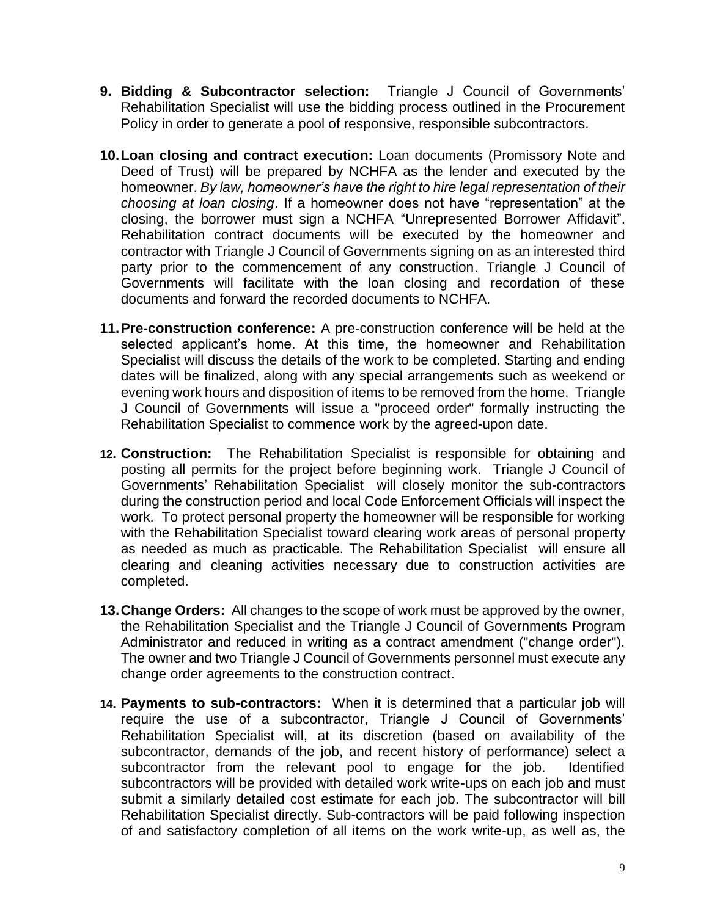9. **Bidding & Subcontractor selection:** Triangle J Council of Governments' Rehabilitation Specialist will use the bidding process outlined in the Procurement Policy in order to generate a pool of responsive, responsible subcontractors.

10. **Loan closing and contract execution:** Loan documents (Promissory Note and Deed of Trust) will be prepared by NCHFA as the lender and executed by the homeowner. *By law, homeowner's have the right to hire legal representation of their choosing at loan closing*. If a homeowner does not have "representation" at the closing, the borrower must sign a NCHFA "Unrepresented Borrower Affidavit". Rehabilitation contract documents will be executed by the homeowner and contractor with Triangle J Council of Governments signing on as an interested third party prior to the commencement of any construction. Triangle J Council of Governments will facilitate with the loan closing and recordation of these documents and forward the recorded documents to NCHFA.

11. **Pre-construction conference:** A pre-construction conference will be held at the selected applicant's home. At this time, the homeowner and Rehabilitation Specialist will discuss the details of the work to be completed. Starting and ending dates will be finalized, along with any special arrangements such as weekend or evening work hours and disposition of items to be removed from the home. Triangle J Council of Governments will issue a "proceed order" formally instructing the Rehabilitation Specialist to commence work by the agreed-upon date.

12. **Construction:** The Rehabilitation Specialist is responsible for obtaining and posting all permits for the project before beginning work. Triangle J Council of Governments' Rehabilitation Specialist will closely monitor the sub-contractors during the construction period and local Code Enforcement Officials will inspect the work. To protect personal property the homeowner will be responsible for working with the Rehabilitation Specialist toward clearing work areas of personal property as needed as much as practicable. The Rehabilitation Specialist will ensure all clearing and cleaning activities necessary due to construction activities are completed.

13. **Change Orders:** All changes to the scope of work must be approved by the owner, the Rehabilitation Specialist and the Triangle J Council of Governments Program Administrator and reduced in writing as a contract amendment ("change order"). The owner and two Triangle J Council of Governments personnel must execute any change order agreements to the construction contract.

14. **Payments to sub-contractors:** When it is determined that a particular job will require the use of a subcontractor, Triangle J Council of Governments' Rehabilitation Specialist will, at its discretion (based on availability of the subcontractor, demands of the job, and recent history of performance) select a subcontractor from the relevant pool to engage for the job. Identified subcontractors will be provided with detailed work write-ups on each job and must submit a similarly detailed cost estimate for each job. The subcontractor will bill Rehabilitation Specialist directly. Sub-contractors will be paid following inspection of and satisfactory completion of all items on the work write-up, as well as, the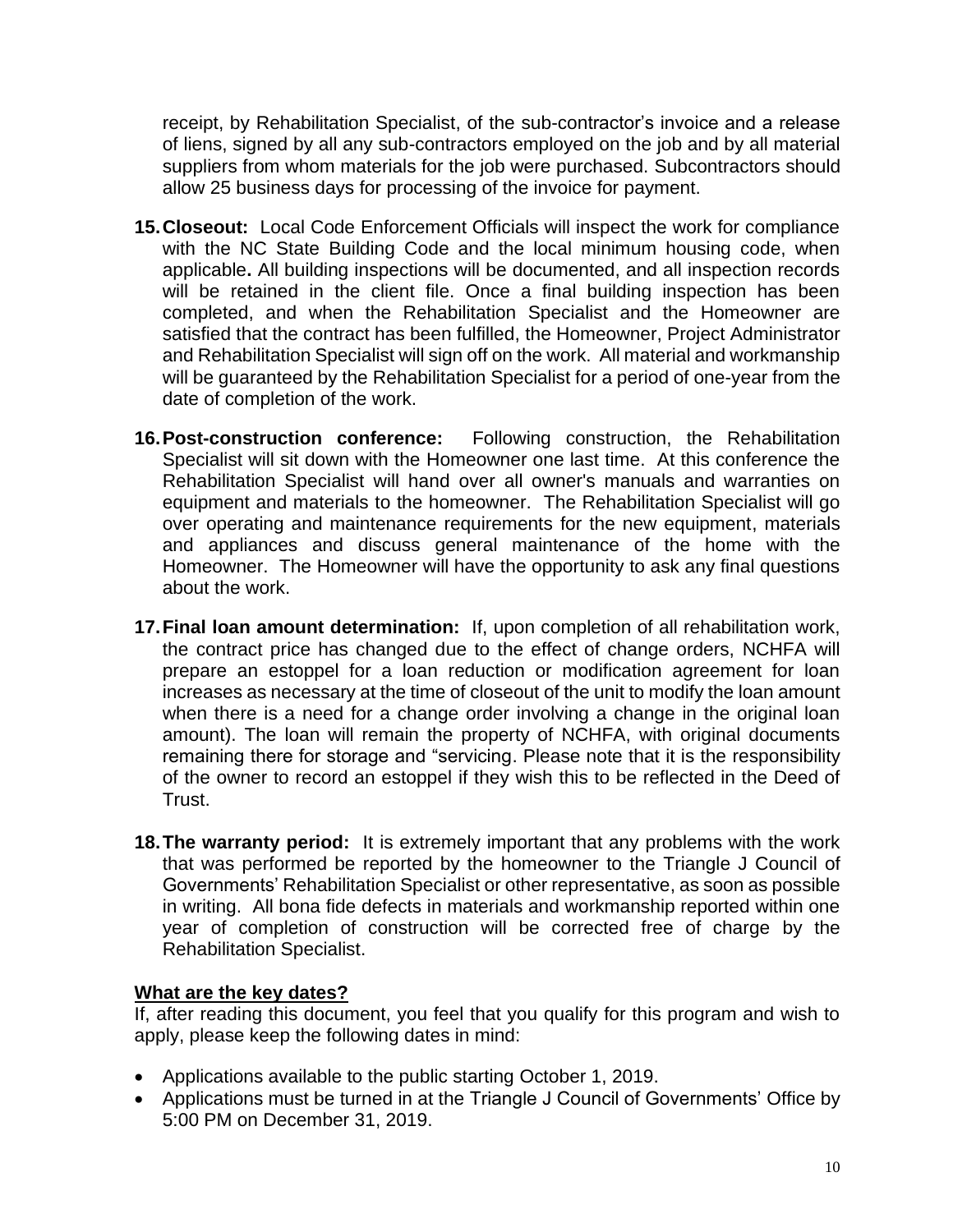receipt, by Rehabilitation Specialist, of the sub-contractor's invoice and a release of liens, signed by all any sub-contractors employed on the job and by all material suppliers from whom materials for the job were purchased. Subcontractors should allow 25 business days for processing of the invoice for payment.

15. **Closeout:** Local Code Enforcement Officials will inspect the work for compliance with the NC State Building Code and the local minimum housing code, when applicable**.** All building inspections will be documented, and all inspection records will be retained in the client file. Once a final building inspection has been completed, and when the Rehabilitation Specialist and the Homeowner are satisfied that the contract has been fulfilled, the Homeowner, Project Administrator and Rehabilitation Specialist will sign off on the work. All material and workmanship will be guaranteed by the Rehabilitation Specialist for a period of one-year from the date of completion of the work.

16. **Post-construction conference:** Following construction, the Rehabilitation Specialist will sit down with the Homeowner one last time. At this conference the Rehabilitation Specialist will hand over all owner's manuals and warranties on equipment and materials to the homeowner. The Rehabilitation Specialist will go over operating and maintenance requirements for the new equipment, materials and appliances and discuss general maintenance of the home with the Homeowner. The Homeowner will have the opportunity to ask any final questions about the work.

17. **Final loan amount determination:** If, upon completion of all rehabilitation work, the contract price has changed due to the effect of change orders, NCHFA will prepare an estoppel for a loan reduction or modification agreement for loan increases as necessary at the time of closeout of the unit to modify the loan amount when there is a need for a change order involving a change in the original loan amount). The loan will remain the property of NCHFA, with original documents remaining there for storage and "servicing. Please note that it is the responsibility of the owner to record an estoppel if they wish this to be reflected in the Deed of Trust.

18. **The warranty period:** It is extremely important that any problems with the work that was performed be reported by the homeowner to the Triangle J Council of Governments' Rehabilitation Specialist or other representative, as soon as possible in writing. All bona fide defects in materials and workmanship reported within one year of completion of construction will be corrected free of charge by the Rehabilitation Specialist.

**What are the key dates?**

If, after reading this document, you feel that you qualify for this program and wish to apply, please keep the following dates in mind:

- Applications available to the public starting October 1, 2019.
- Applications must be turned in at the Triangle J Council of Governments' Office by 5:00 PM on December 31, 2019.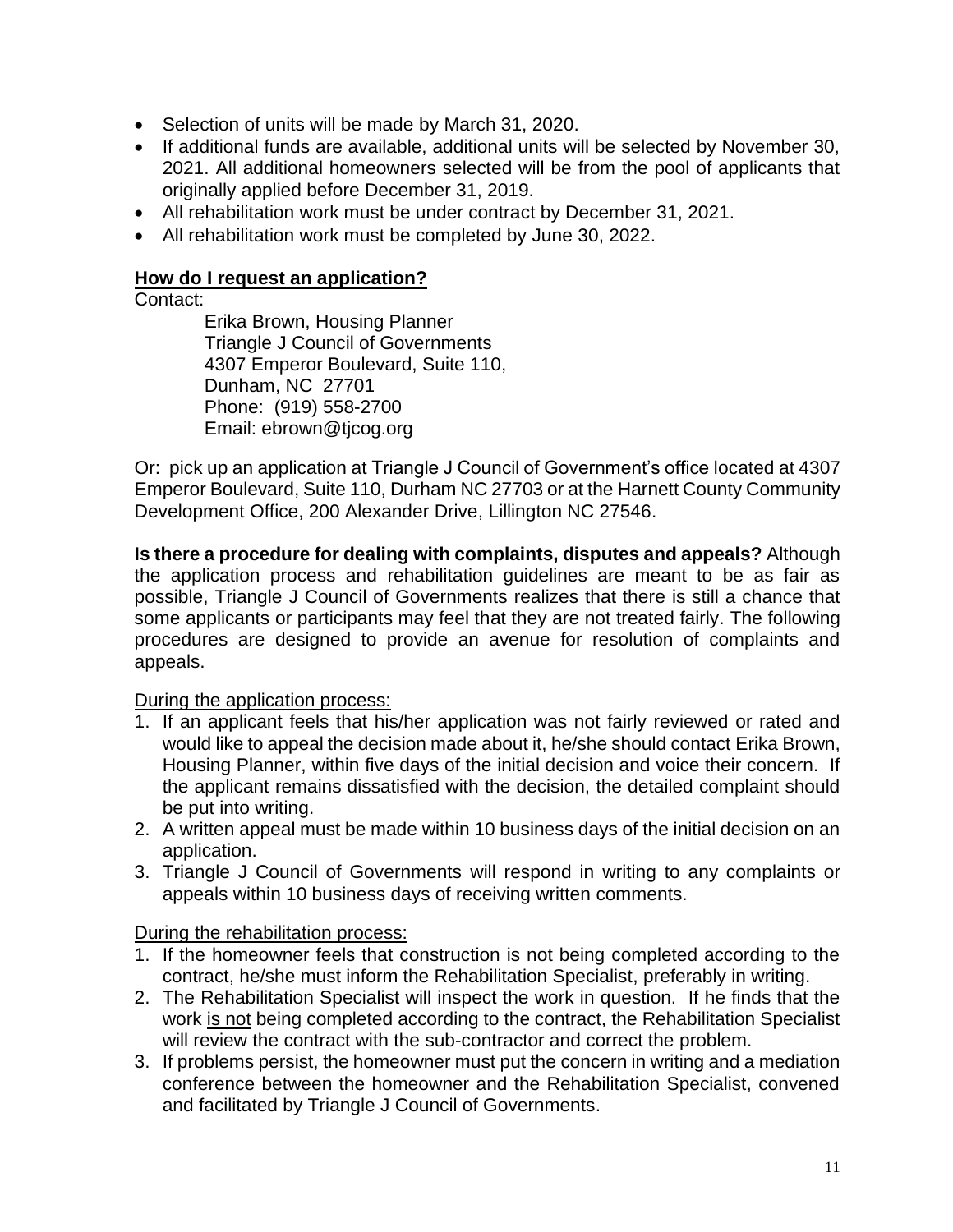- Selection of units will be made by March 31, 2020.
- If additional funds are available, additional units will be selected by November 30, 2021. All additional homeowners selected will be from the pool of applicants that originally applied before December 31, 2019.
- All rehabilitation work must be under contract by December 31, 2021.
- All rehabilitation work must be completed by June 30, 2022.

**<u>How do I request an application?</u>**

Contact:

Erika Brown, Housing Planner
Triangle J Council of Governments
4307 Emperor Boulevard, Suite 110,
Dunham, NC 27701
Phone: (919) 558-2700
Email: ebrown@tjcog.org

Or: pick up an application at Triangle J Council of Government's office located at 4307 Emperor Boulevard, Suite 110, Durham NC 27703 or at the Harnett County Community Development Office, 200 Alexander Drive, Lillington NC 27546.

**Is there a procedure for dealing with complaints, disputes and appeals?** Although the application process and rehabilitation guidelines are meant to be as fair as possible, Triangle J Council of Governments realizes that there is still a chance that some applicants or participants may feel that they are not treated fairly. The following procedures are designed to provide an avenue for resolution of complaints and appeals.

<u>During the application process:</u>

1. If an applicant feels that his/her application was not fairly reviewed or rated and would like to appeal the decision made about it, he/she should contact Erika Brown, Housing Planner, within five days of the initial decision and voice their concern. If the applicant remains dissatisfied with the decision, the detailed complaint should be put into writing.
2. A written appeal must be made within 10 business days of the initial decision on an application.
3. Triangle J Council of Governments will respond in writing to any complaints or appeals within 10 business days of receiving written comments.

<u>During the rehabilitation process:</u>

1. If the homeowner feels that construction is not being completed according to the contract, he/she must inform the Rehabilitation Specialist, preferably in writing.
2. The Rehabilitation Specialist will inspect the work in question. If he finds that the work <u>is not</u> being completed according to the contract, the Rehabilitation Specialist will review the contract with the sub-contractor and correct the problem.
3. If problems persist, the homeowner must put the concern in writing and a mediation conference between the homeowner and the Rehabilitation Specialist, convened and facilitated by Triangle J Council of Governments.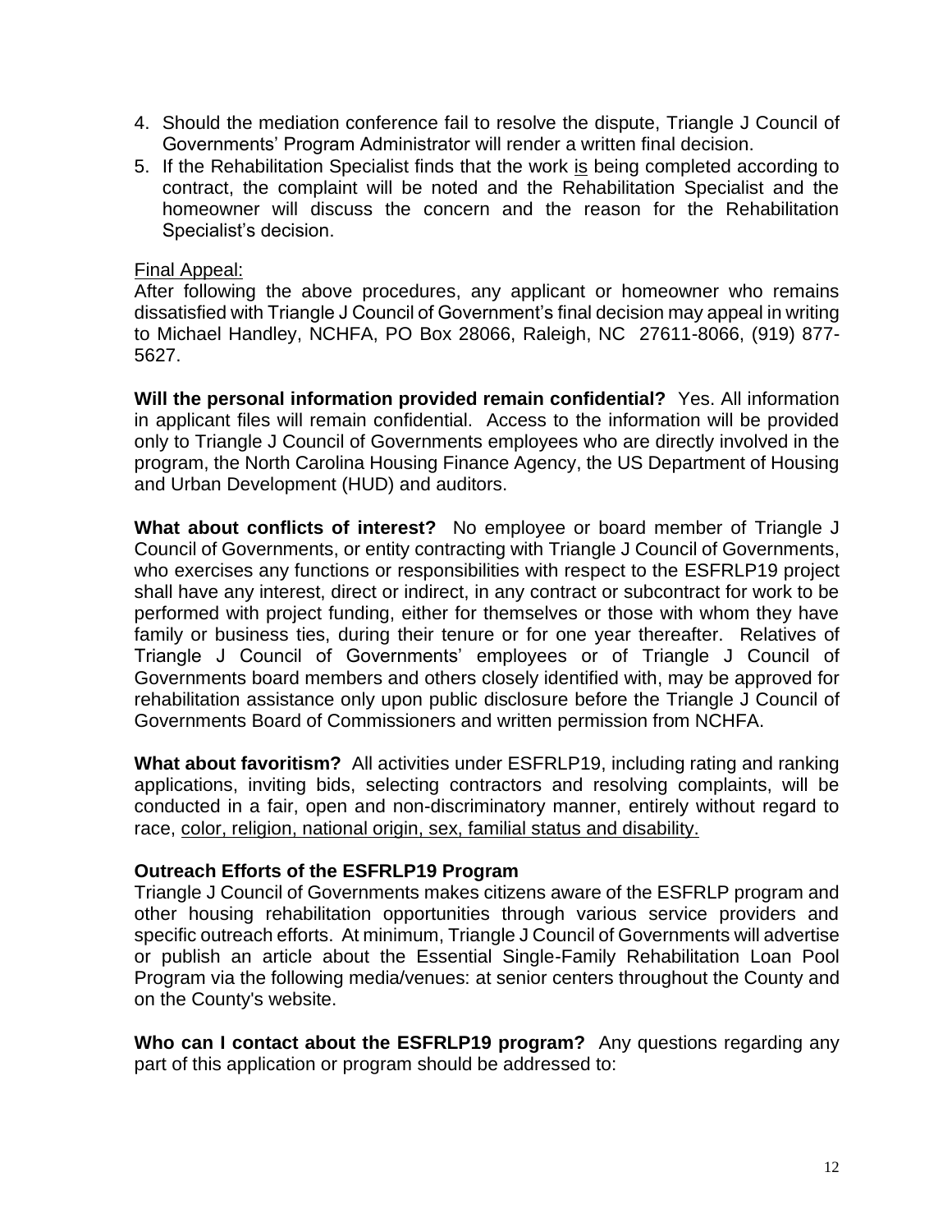4. Should the mediation conference fail to resolve the dispute, Triangle J Council of Governments' Program Administrator will render a written final decision.
5. If the Rehabilitation Specialist finds that the work <u>is</u> being completed according to contract, the complaint will be noted and the Rehabilitation Specialist and the homeowner will discuss the concern and the reason for the Rehabilitation Specialist's decision.

<u>Final Appeal:</u>
After following the above procedures, any applicant or homeowner who remains dissatisfied with Triangle J Council of Government's final decision may appeal in writing to Michael Handley, NCHFA, PO Box 28066, Raleigh, NC 27611-8066, (919) 877-5627.

**Will the personal information provided remain confidential?** Yes. All information in applicant files will remain confidential. Access to the information will be provided only to Triangle J Council of Governments employees who are directly involved in the program, the North Carolina Housing Finance Agency, the US Department of Housing and Urban Development (HUD) and auditors.

**What about conflicts of interest?** No employee or board member of Triangle J Council of Governments, or entity contracting with Triangle J Council of Governments, who exercises any functions or responsibilities with respect to the ESFRLP19 project shall have any interest, direct or indirect, in any contract or subcontract for work to be performed with project funding, either for themselves or those with whom they have family or business ties, during their tenure or for one year thereafter. Relatives of Triangle J Council of Governments' employees or of Triangle J Council of Governments board members and others closely identified with, may be approved for rehabilitation assistance only upon public disclosure before the Triangle J Council of Governments Board of Commissioners and written permission from NCHFA.

**What about favoritism?** All activities under ESFRLP19, including rating and ranking applications, inviting bids, selecting contractors and resolving complaints, will be conducted in a fair, open and non-discriminatory manner, entirely without regard to race, <u>color, religion, national origin, sex, familial status and disability.</u>

**Outreach Efforts of the ESFRLP19 Program**
Triangle J Council of Governments makes citizens aware of the ESFRLP program and other housing rehabilitation opportunities through various service providers and specific outreach efforts. At minimum, Triangle J Council of Governments will advertise or publish an article about the Essential Single-Family Rehabilitation Loan Pool Program via the following media/venues: at senior centers throughout the County and on the County's website.

**Who can I contact about the ESFRLP19 program?** Any questions regarding any part of this application or program should be addressed to: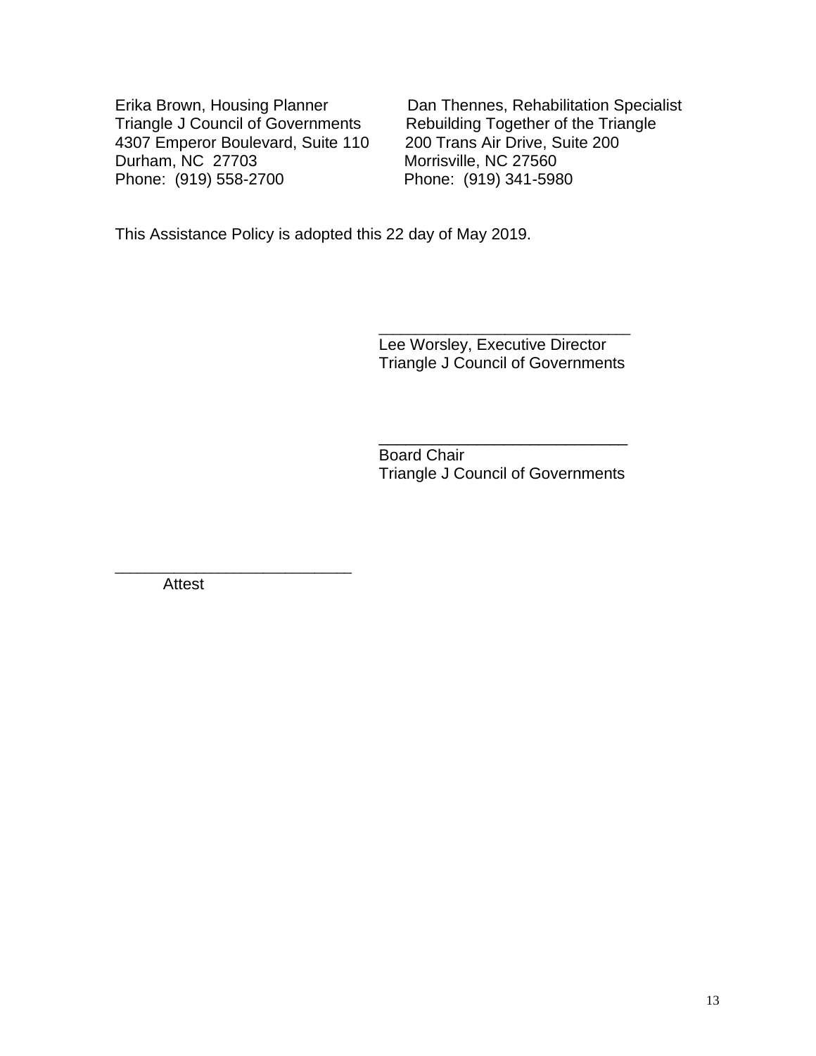Erika Brown, Housing Planner
Triangle J Council of Governments
4307 Emperor Boulevard, Suite 110
Durham, NC 27703
Phone: (919) 558-2700

Dan Thennes, Rehabilitation Specialist
Rebuilding Together of the Triangle
200 Trans Air Drive, Suite 200
Morrisville, NC 27560
Phone: (919) 341-5980

This Assistance Policy is adopted this 22 day of May 2019.

\_\_\_\_\_\_\_\_\_\_\_\_\_\_\_\_\_\_\_\_\_\_\_\_\_\_\_\_\_\_
Lee Worsley, Executive Director
Triangle J Council of Governments

\_\_\_\_\_\_\_\_\_\_\_\_\_\_\_\_\_\_\_\_\_\_\_\_\_\_\_\_\_\_
Board Chair
Triangle J Council of Governments

\_\_\_\_\_\_\_\_\_\_\_\_\_\_\_\_\_\_\_\_\_\_\_\_\_\_\_\_\_\_
Attest